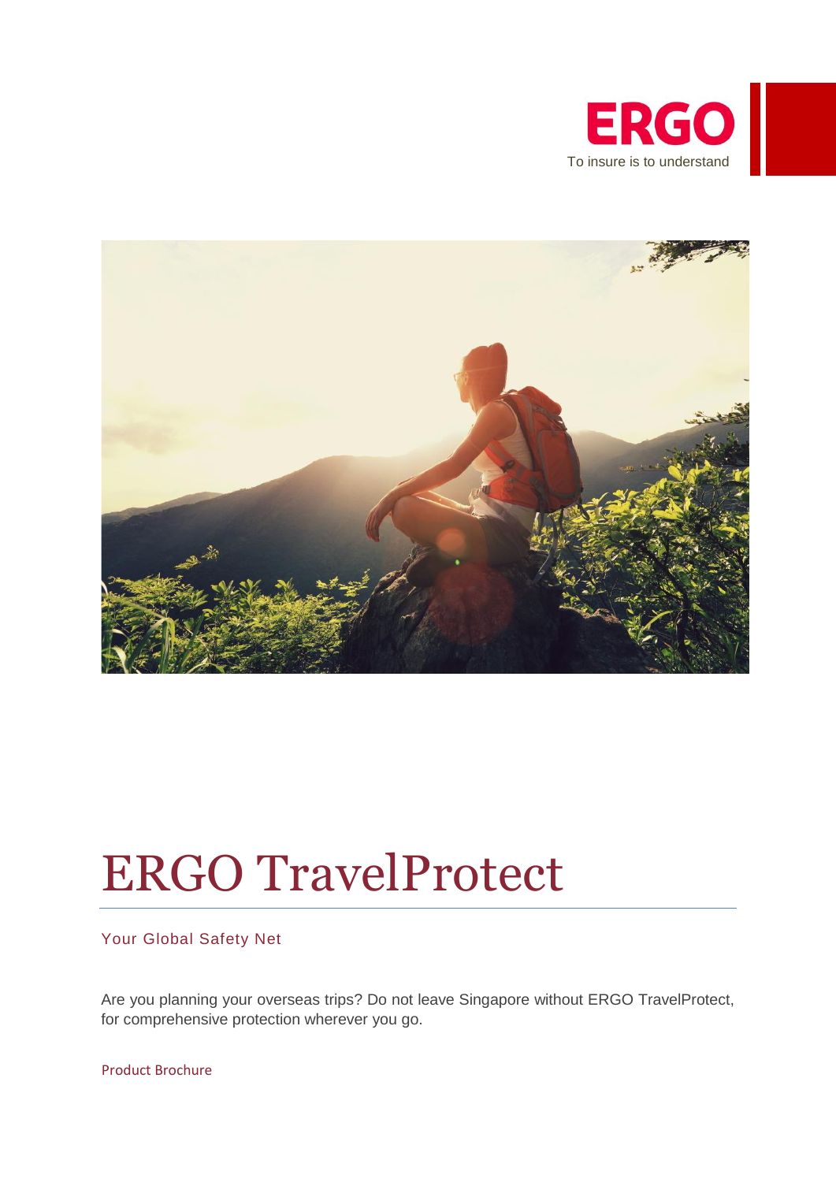ERGO

To insure is to understand

# ERGO TravelProtect

Your Global Safety Net

Are you planning your overseas trips? Do not leave Singapore without ERGO TravelProtect, for comprehensive protection wherever you go.

Product Brochure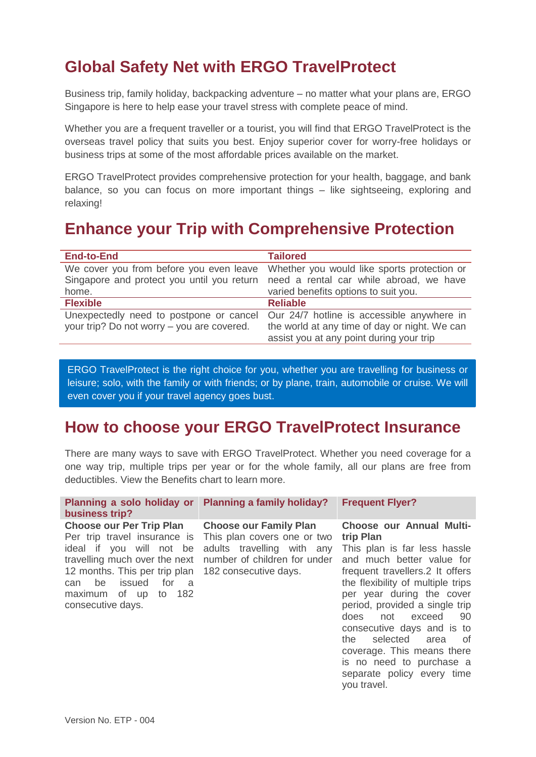## Global Safety Net with ERGO TravelProtect

Business trip, family holiday, backpacking adventure – no matter what your plans are, ERGO Singapore is here to help ease your travel stress with complete peace of mind.

Whether you are a frequent traveller or a tourist, you will find that ERGO TravelProtect is the overseas travel policy that suits you best. Enjoy superior cover for worry-free holidays or business trips at some of the most affordable prices available on the market.

ERGO TravelProtect provides comprehensive protection for your health, baggage, and bank balance, so you can focus on more important things – like sightseeing, exploring and relaxing!

## Enhance your Trip with Comprehensive Protection

| End-to-End | Tailored |
|---|---|
| We cover you from before you even leave Singapore and protect you until you return home. | Whether you would like sports protection or need a rental car while abroad, we have varied benefits options to suit you. |
| **Flexible** | **Reliable** |
| Unexpectedly need to postpone or cancel your trip? Do not worry – you are covered. | Our 24/7 hotline is accessible anywhere in the world at any time of day or night. We can assist you at any point during your trip |

ERGO TravelProtect is the right choice for you, whether you are travelling for business or leisure; solo, with the family or with friends; or by plane, train, automobile or cruise. We will even cover you if your travel agency goes bust.

## How to choose your ERGO TravelProtect Insurance

There are many ways to save with ERGO TravelProtect. Whether you need coverage for a one way trip, multiple trips per year or for the whole family, all our plans are free from deductibles. View the Benefits chart to learn more.

| Planning a solo holiday or business trip? | Planning a family holiday? | Frequent Flyer? |
|---|---|---|
| **Choose our Per Trip Plan** Per trip travel insurance is ideal if you will not be travelling much over the next 12 months. This per trip plan can be issued for a maximum of up to 182 consecutive days. | **Choose our Family Plan** This plan covers one or two adults travelling with any number of children for under 182 consecutive days. | **Choose our Annual Multi-trip Plan** This plan is far less hassle and much better value for frequent travellers.2 It offers the flexibility of multiple trips per year during the cover period, provided a single trip does not exceed 90 consecutive days and is to the selected area of coverage. This means there is no need to purchase a separate policy every time you travel. |

Version No. ETP - 004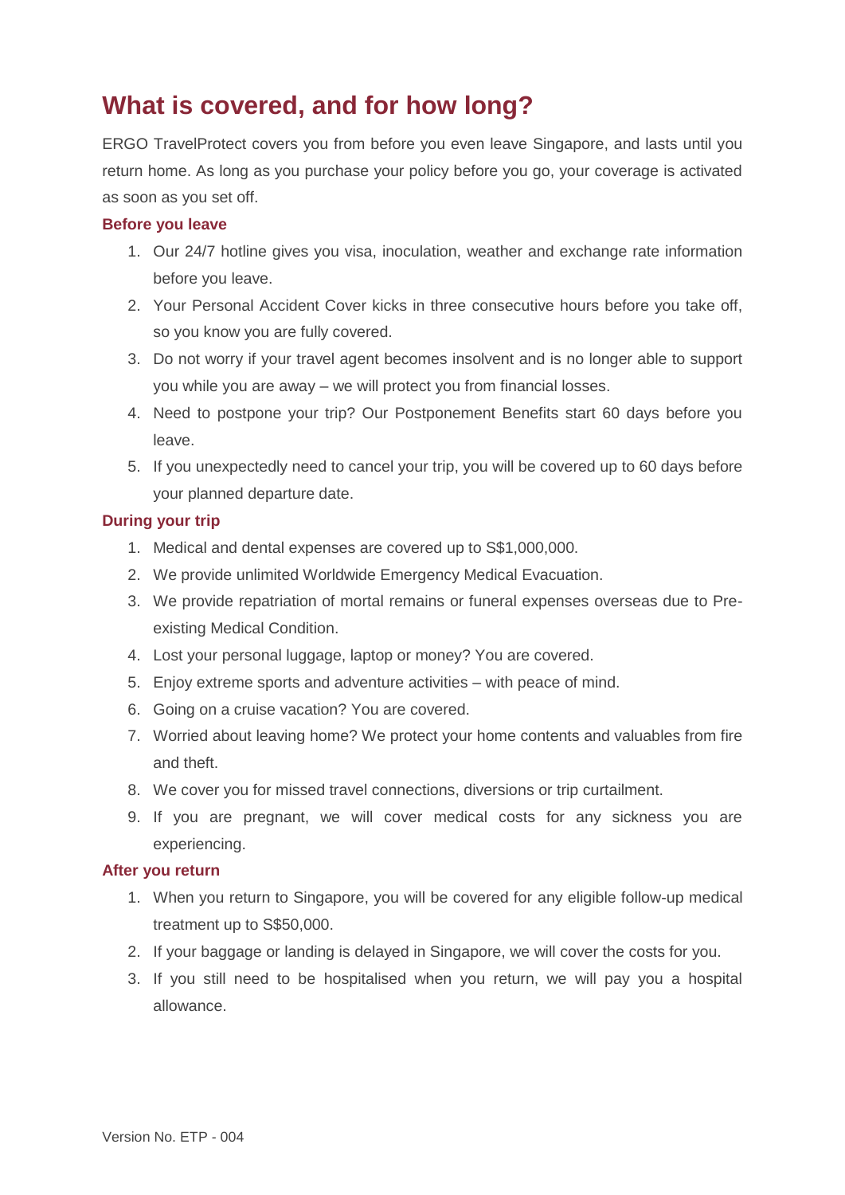# What is covered, and for how long?

ERGO TravelProtect covers you from before you even leave Singapore, and lasts until you return home. As long as you purchase your policy before you go, your coverage is activated as soon as you set off.

### Before you leave

1. Our 24/7 hotline gives you visa, inoculation, weather and exchange rate information before you leave.
2. Your Personal Accident Cover kicks in three consecutive hours before you take off, so you know you are fully covered.
3. Do not worry if your travel agent becomes insolvent and is no longer able to support you while you are away – we will protect you from financial losses.
4. Need to postpone your trip? Our Postponement Benefits start 60 days before you leave.
5. If you unexpectedly need to cancel your trip, you will be covered up to 60 days before your planned departure date.

### During your trip

1. Medical and dental expenses are covered up to S$1,000,000.
2. We provide unlimited Worldwide Emergency Medical Evacuation.
3. We provide repatriation of mortal remains or funeral expenses overseas due to Pre-existing Medical Condition.
4. Lost your personal luggage, laptop or money? You are covered.
5. Enjoy extreme sports and adventure activities – with peace of mind.
6. Going on a cruise vacation? You are covered.
7. Worried about leaving home? We protect your home contents and valuables from fire and theft.
8. We cover you for missed travel connections, diversions or trip curtailment.
9. If you are pregnant, we will cover medical costs for any sickness you are experiencing.

### After you return

1. When you return to Singapore, you will be covered for any eligible follow-up medical treatment up to S$50,000.
2. If your baggage or landing is delayed in Singapore, we will cover the costs for you.
3. If you still need to be hospitalised when you return, we will pay you a hospital allowance.

Version No. ETP - 004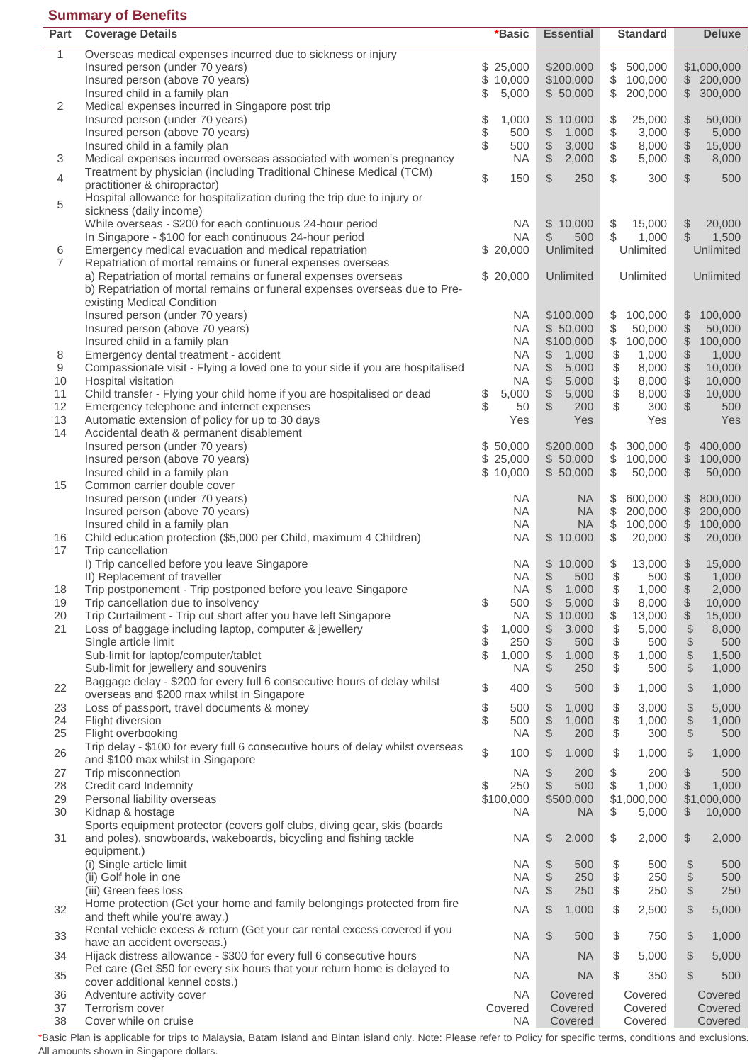## Summary of Benefits

| Part | Coverage Details | *Basic | Essential | Standard | Deluxe |
|---|---|---|---|---|---|
| 1 | Overseas medical expenses incurred due to sickness or injury | | | | |
| | Insured person (under 70 years) | $ 25,000 | $200,000 | $ 500,000 | $1,000,000 |
| | Insured person (above 70 years) | $ 10,000 | $100,000 | $ 100,000 | $ 200,000 |
| | Insured child in a family plan | $ 5,000 | $ 50,000 | $ 200,000 | $ 300,000 |
| 2 | Medical expenses incurred in Singapore post trip | | | | |
| | Insured person (under 70 years) | $ 1,000 | $ 10,000 | $ 25,000 | $ 50,000 |
| | Insured person (above 70 years) | $ 500 | $ 1,000 | $ 3,000 | $ 5,000 |
| | Insured child in a family plan | $ 500 | $ 3,000 | $ 8,000 | $ 15,000 |
| 3 | Medical expenses incurred overseas associated with women's pregnancy | NA | $ 2,000 | $ 5,000 | $ 8,000 |
| 4 | Treatment by physician (including Traditional Chinese Medical (TCM) practitioner & chiropractor) | $ 150 | $ 250 | $ 300 | $ 500 |
| 5 | Hospital allowance for hospitalization during the trip due to injury or sickness (daily income) | | | | |
| | While overseas - $200 for each continuous 24-hour period | NA | $ 10,000 | $ 15,000 | $ 20,000 |
| | In Singapore - $100 for each continuous 24-hour period | NA | $ 500 | $ 1,000 | $ 1,500 |
| 6 | Emergency medical evacuation and medical repatriation | $ 20,000 | Unlimited | Unlimited | Unlimited |
| 7 | Repatriation of mortal remains or funeral expenses overseas | | | | |
| | a) Repatriation of mortal remains or funeral expenses overseas | $ 20,000 | Unlimited | Unlimited | Unlimited |
| | b) Repatriation of mortal remains or funeral expenses overseas due to Pre-existing Medical Condition | | | | |
| | Insured person (under 70 years) | NA | $100,000 | $ 100,000 | $ 100,000 |
| | Insured person (above 70 years) | NA | $ 50,000 | $ 50,000 | $ 50,000 |
| | Insured child in a family plan | NA | $100,000 | $ 100,000 | $ 100,000 |
| 8 | Emergency dental treatment - accident | NA | $ 1,000 | $ 1,000 | $ 1,000 |
| 9 | Compassionate visit - Flying a loved one to your side if you are hospitalised | NA | $ 5,000 | $ 8,000 | $ 10,000 |
| 10 | Hospital visitation | NA | $ 5,000 | $ 8,000 | $ 10,000 |
| 11 | Child transfer - Flying your child home if you are hospitalised or dead | $ 5,000 | $ 5,000 | $ 8,000 | $ 10,000 |
| 12 | Emergency telephone and internet expenses | $ 50 | $ 200 | $ 300 | $ 500 |
| 13 | Automatic extension of policy for up to 30 days | Yes | Yes | Yes | Yes |
| 14 | Accidental death & permanent disablement | | | | |
| | Insured person (under 70 years) | $ 50,000 | $200,000 | $ 300,000 | $ 400,000 |
| | Insured person (above 70 years) | $ 25,000 | $ 50,000 | $ 100,000 | $ 100,000 |
| | Insured child in a family plan | $ 10,000 | $ 50,000 | $ 50,000 | $ 50,000 |
| 15 | Common carrier double cover | | | | |
| | Insured person (under 70 years) | NA | NA | $ 600,000 | $ 800,000 |
| | Insured person (above 70 years) | NA | NA | $ 200,000 | $ 200,000 |
| | Insured child in a family plan | NA | NA | $ 100,000 | $ 100,000 |
| 16 | Child education protection ($5,000 per Child, maximum 4 Children) | NA | $ 10,000 | $ 20,000 | $ 20,000 |
| 17 | Trip cancellation | | | | |
| | I) Trip cancelled before you leave Singapore | NA | $ 10,000 | $ 13,000 | $ 15,000 |
| | II) Replacement of traveller | NA | $ 500 | $ 500 | $ 1,000 |
| 18 | Trip postponement - Trip postponed before you leave Singapore | NA | $ 1,000 | $ 1,000 | $ 2,000 |
| 19 | Trip cancellation due to insolvency | $ 500 | $ 5,000 | $ 8,000 | $ 10,000 |
| 20 | Trip Curtailment - Trip cut short after you have left Singapore | NA | $ 10,000 | $ 13,000 | $ 15,000 |
| 21 | Loss of baggage including laptop, computer & jewellery | $ 1,000 | $ 3,000 | $ 5,000 | $ 8,000 |
| | Single article limit | $ 250 | $ 500 | $ 500 | $ 500 |
| | Sub-limit for laptop/computer/tablet | $ 1,000 | $ 1,000 | $ 1,000 | $ 1,500 |
| | Sub-limit for jewellery and souvenirs | NA | $ 250 | $ 500 | $ 1,000 |
| 22 | Baggage delay - $200 for every full 6 consecutive hours of delay whilst overseas and $200 max whilst in Singapore | $ 400 | $ 500 | $ 1,000 | $ 1,000 |
| 23 | Loss of passport, travel documents & money | $ 500 | $ 1,000 | $ 3,000 | $ 5,000 |
| 24 | Flight diversion | $ 500 | $ 1,000 | $ 1,000 | $ 1,000 |
| 25 | Flight overbooking | NA | $ 200 | $ 300 | $ 500 |
| 26 | Trip delay - $100 for every full 6 consecutive hours of delay whilst overseas and $100 max whilst in Singapore | $ 100 | $ 1,000 | $ 1,000 | $ 1,000 |
| 27 | Trip misconnection | NA | $ 200 | $ 200 | $ 500 |
| 28 | Credit card Indemnity | $ 250 | $ 500 | $ 1,000 | $ 1,000 |
| 29 | Personal liability overseas | $100,000 | $500,000 | $1,000,000 | $1,000,000 |
| 30 | Kidnap & hostage | NA | NA | $ 5,000 | $ 10,000 |
| 31 | Sports equipment protector (covers golf clubs, diving gear, skis (boards and poles), snowboards, wakeboards, bicycling and fishing tackle equipment.) | NA | $ 2,000 | $ 2,000 | $ 2,000 |
| | (i) Single article limit | NA | $ 500 | $ 500 | $ 500 |
| | (ii) Golf hole in one | NA | $ 250 | $ 250 | $ 500 |
| | (iii) Green fees loss | NA | $ 250 | $ 250 | $ 250 |
| 32 | Home protection (Get your home and family belongings protected from fire and theft while you're away.) | NA | $ 1,000 | $ 2,500 | $ 5,000 |
| 33 | Rental vehicle excess & return (Get your car rental excess covered if you have an accident overseas.) | NA | $ 500 | $ 750 | $ 1,000 |
| 34 | Hijack distress allowance - $300 for every full 6 consecutive hours | NA | NA | $ 5,000 | $ 5,000 |
| 35 | Pet care (Get $50 for every six hours that your return home is delayed to cover additional kennel costs.) | NA | NA | $ 350 | $ 500 |
| 36 | Adventure activity cover | NA | Covered | Covered | Covered |
| 37 | Terrorism cover | Covered | Covered | Covered | Covered |
| 38 | Cover while on cruise | NA | Covered | Covered | Covered |

*Basic Plan is applicable for trips to Malaysia, Batam Island and Bintan island only. Note: Please refer to Policy for specific terms, conditions and exclusions. All amounts shown in Singapore dollars.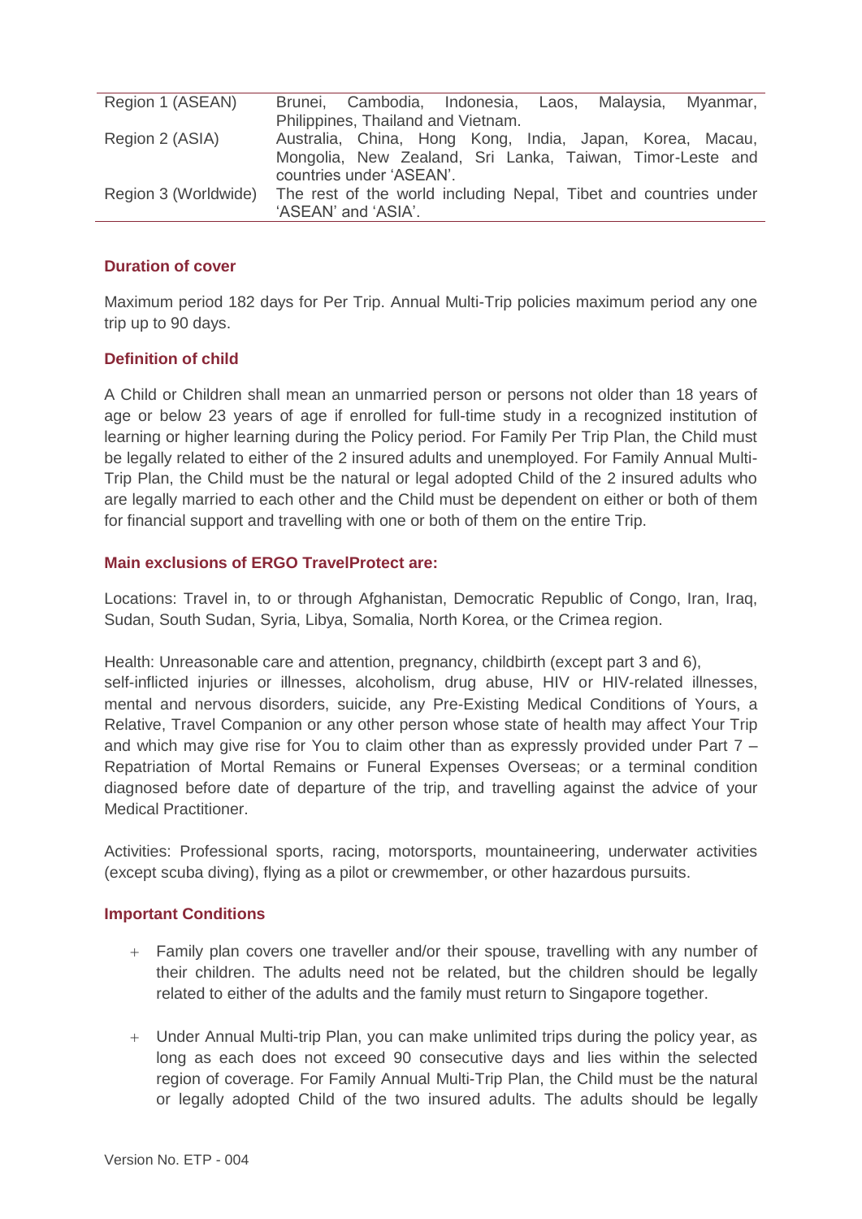| Region | Countries |
|---|---|
| Region 1 (ASEAN) | Brunei, Cambodia, Indonesia, Laos, Malaysia, Myanmar, Philippines, Thailand and Vietnam. |
| Region 2 (ASIA) | Australia, China, Hong Kong, India, Japan, Korea, Macau, Mongolia, New Zealand, Sri Lanka, Taiwan, Timor-Leste and countries under 'ASEAN'. |
| Region 3 (Worldwide) | The rest of the world including Nepal, Tibet and countries under 'ASEAN' and 'ASIA'. |

### Duration of cover

Maximum period 182 days for Per Trip. Annual Multi-Trip policies maximum period any one trip up to 90 days.

### Definition of child

A Child or Children shall mean an unmarried person or persons not older than 18 years of age or below 23 years of age if enrolled for full-time study in a recognized institution of learning or higher learning during the Policy period. For Family Per Trip Plan, the Child must be legally related to either of the 2 insured adults and unemployed. For Family Annual Multi-Trip Plan, the Child must be the natural or legal adopted Child of the 2 insured adults who are legally married to each other and the Child must be dependent on either or both of them for financial support and travelling with one or both of them on the entire Trip.

### Main exclusions of ERGO TravelProtect are:

Locations: Travel in, to or through Afghanistan, Democratic Republic of Congo, Iran, Iraq, Sudan, South Sudan, Syria, Libya, Somalia, North Korea, or the Crimea region.

Health: Unreasonable care and attention, pregnancy, childbirth (except part 3 and 6), self-inflicted injuries or illnesses, alcoholism, drug abuse, HIV or HIV-related illnesses, mental and nervous disorders, suicide, any Pre-Existing Medical Conditions of Yours, a Relative, Travel Companion or any other person whose state of health may affect Your Trip and which may give rise for You to claim other than as expressly provided under Part 7 – Repatriation of Mortal Remains or Funeral Expenses Overseas; or a terminal condition diagnosed before date of departure of the trip, and travelling against the advice of your Medical Practitioner.

Activities: Professional sports, racing, motorsports, mountaineering, underwater activities (except scuba diving), flying as a pilot or crewmember, or other hazardous pursuits.

### Important Conditions

- Family plan covers one traveller and/or their spouse, travelling with any number of their children. The adults need not be related, but the children should be legally related to either of the adults and the family must return to Singapore together.

- Under Annual Multi-trip Plan, you can make unlimited trips during the policy year, as long as each does not exceed 90 consecutive days and lies within the selected region of coverage. For Family Annual Multi-Trip Plan, the Child must be the natural or legally adopted Child of the two insured adults. The adults should be legally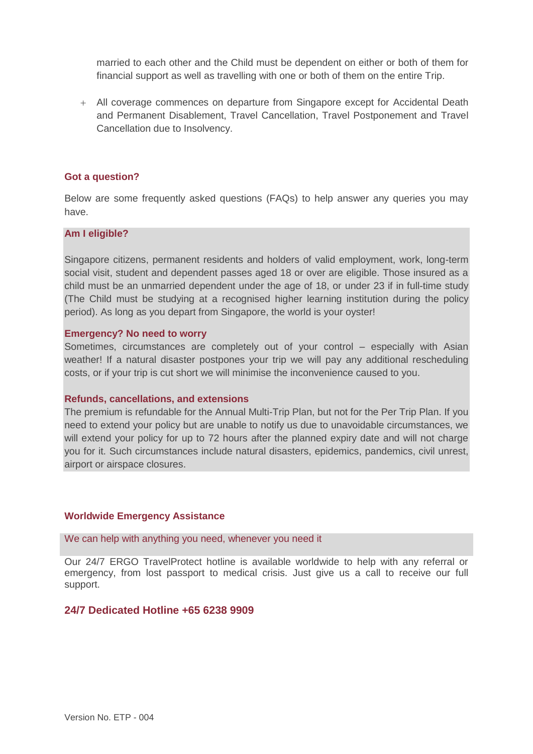married to each other and the Child must be dependent on either or both of them for financial support as well as travelling with one or both of them on the entire Trip.

+ All coverage commences on departure from Singapore except for Accidental Death and Permanent Disablement, Travel Cancellation, Travel Postponement and Travel Cancellation due to Insolvency.

## Got a question?

Below are some frequently asked questions (FAQs) to help answer any queries you may have.

### Am I eligible?

Singapore citizens, permanent residents and holders of valid employment, work, long-term social visit, student and dependent passes aged 18 or over are eligible. Those insured as a child must be an unmarried dependent under the age of 18, or under 23 if in full-time study (The Child must be studying at a recognised higher learning institution during the policy period). As long as you depart from Singapore, the world is your oyster!

### Emergency? No need to worry

Sometimes, circumstances are completely out of your control – especially with Asian weather! If a natural disaster postpones your trip we will pay any additional rescheduling costs, or if your trip is cut short we will minimise the inconvenience caused to you.

### Refunds, cancellations, and extensions

The premium is refundable for the Annual Multi-Trip Plan, but not for the Per Trip Plan. If you need to extend your policy but are unable to notify us due to unavoidable circumstances, we will extend your policy for up to 72 hours after the planned expiry date and will not charge you for it. Such circumstances include natural disasters, epidemics, pandemics, civil unrest, airport or airspace closures.

## Worldwide Emergency Assistance

We can help with anything you need, whenever you need it

Our 24/7 ERGO TravelProtect hotline is available worldwide to help with any referral or emergency, from lost passport to medical crisis. Just give us a call to receive our full support.

## 24/7 Dedicated Hotline +65 6238 9909

Version No. ETP - 004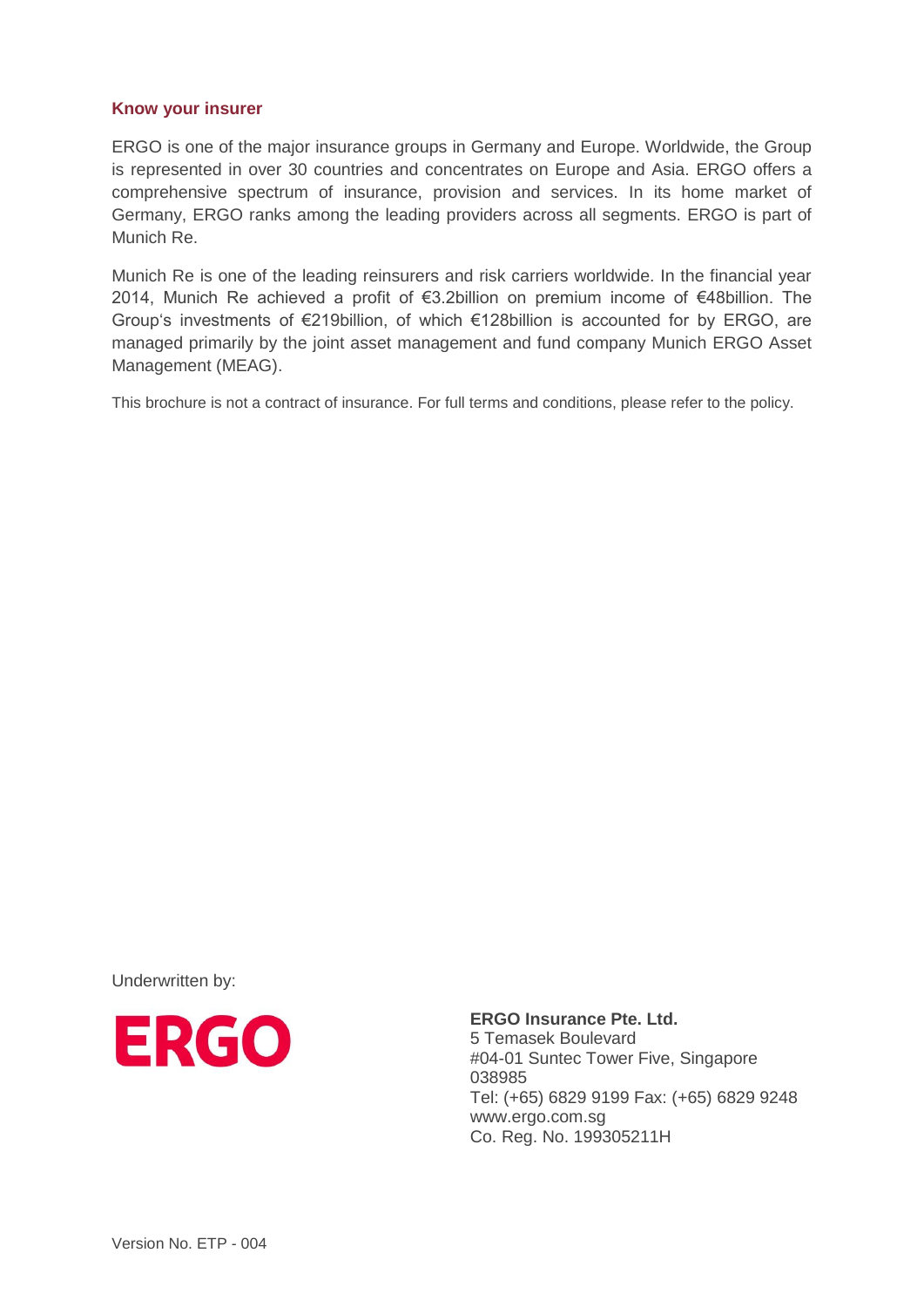## Know your insurer

ERGO is one of the major insurance groups in Germany and Europe. Worldwide, the Group is represented in over 30 countries and concentrates on Europe and Asia. ERGO offers a comprehensive spectrum of insurance, provision and services. In its home market of Germany, ERGO ranks among the leading providers across all segments. ERGO is part of Munich Re.

Munich Re is one of the leading reinsurers and risk carriers worldwide. In the financial year 2014, Munich Re achieved a profit of €3.2billion on premium income of €48billion. The Group's investments of €219billion, of which €128billion is accounted for by ERGO, are managed primarily by the joint asset management and fund company Munich ERGO Asset Management (MEAG).

This brochure is not a contract of insurance. For full terms and conditions, please refer to the policy.

Underwritten by:

ERGO

**ERGO Insurance Pte. Ltd.**
5 Temasek Boulevard
#04-01 Suntec Tower Five, Singapore
038985
Tel: (+65) 6829 9199 Fax: (+65) 6829 9248
www.ergo.com.sg
Co. Reg. No. 199305211H

Version No. ETP - 004